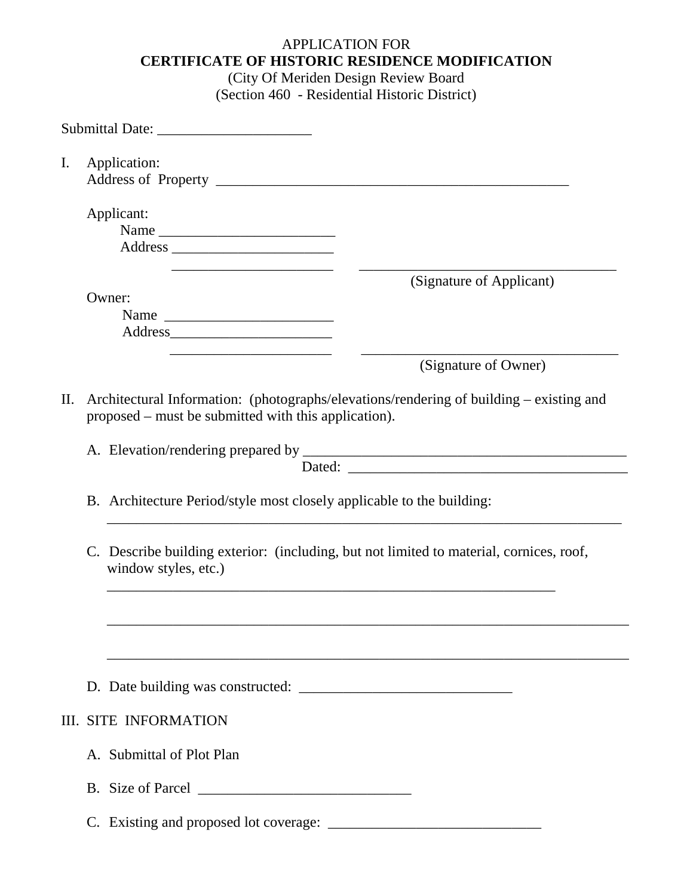APPLICATION FOR
# CERTIFICATE OF HISTORIC RESIDENCE MODIFICATION
(City Of Meriden Design Review Board
(Section 460 - Residential Historic District)

Submittal Date: _____________________

I. Application:
   Address of Property __________________________________________________

   Applicant:
      Name ________________________
      Address ______________________
      ______________________ ____________________________________
      (Signature of Applicant)

   Owner:
      Name _______________________
      Address______________________
      ______________________ ____________________________________
      (Signature of Owner)

II. Architectural Information: (photographs/elevations/rendering of building – existing and proposed – must be submitted with this application).

   A. Elevation/rendering prepared by ______________________________________________
   Dated: _______________________________________

   B. Architecture Period/style most closely applicable to the building:
   __________________________________________________________________________

   C. Describe building exterior: (including, but not limited to material, cornices, roof, window styles, etc.)
   _________________________________________________________________
   __________________________________________________________________________
   __________________________________________________________________________

   D. Date building was constructed: _____________________________

III. SITE INFORMATION

   A. Submittal of Plot Plan

   B. Size of Parcel _____________________________

   C. Existing and proposed lot coverage: _____________________________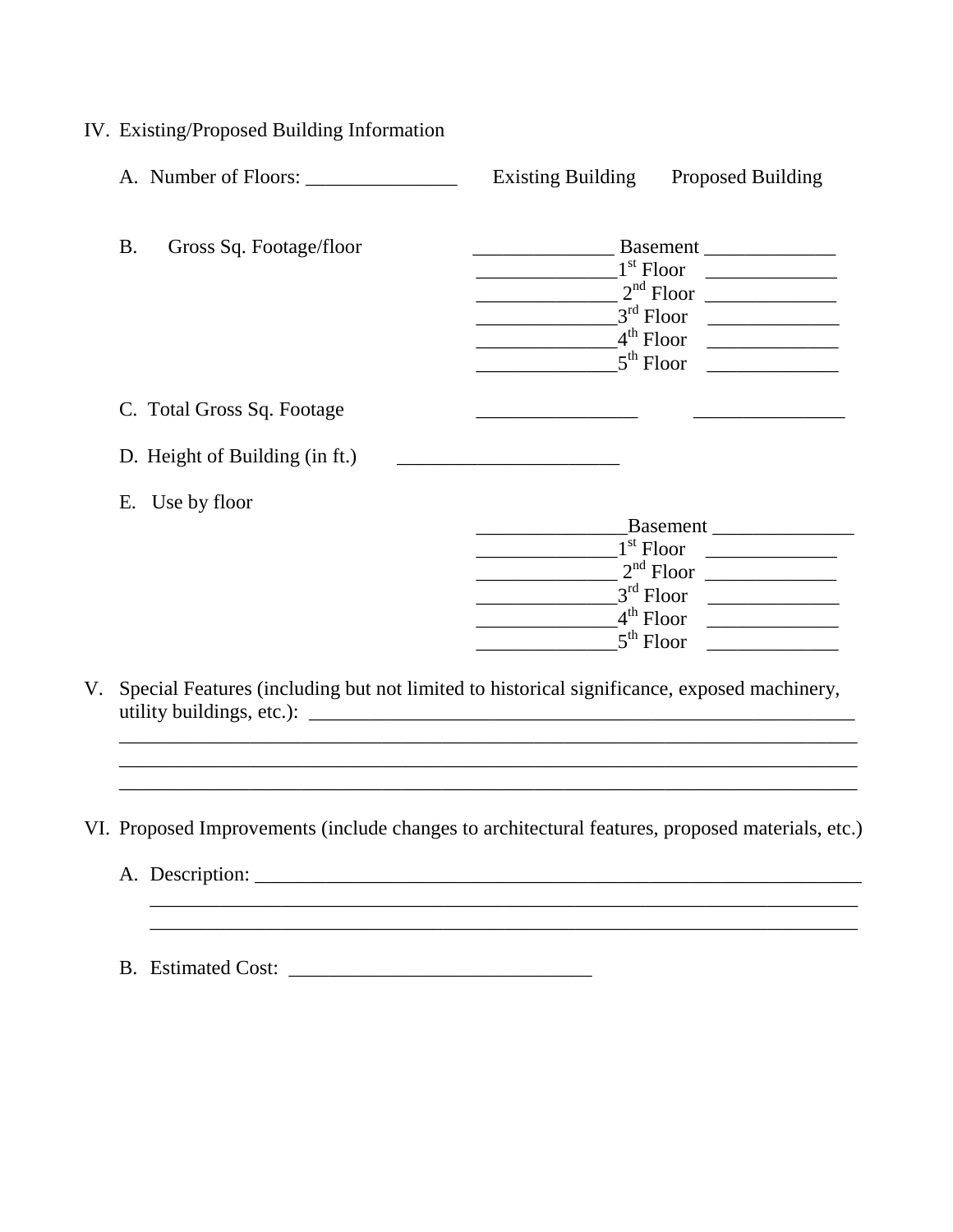IV. Existing/Proposed Building Information

A. Number of Floors: _______________ Existing Building Proposed Building

B. Gross Sq. Footage/floor

| Existing Building | | Proposed Building |
|---|---|---|
| ______________ | Basement | _____________ |
| ______________ | 1st Floor | _____________ |
| ______________ | 2nd Floor | _____________ |
| ______________ | 3rd Floor | _____________ |
| ______________ | 4th Floor | _____________ |
| ______________ | 5th Floor | _____________ |

C. Total Gross Sq. Footage ________________ _______________

D. Height of Building (in ft.) ______________________

E. Use by floor

| Existing Building | | Proposed Building |
|---|---|---|
| _______________ | Basement | ______________ |
| ______________ | 1st Floor | _____________ |
| ______________ | 2nd Floor | _____________ |
| ______________ | 3rd Floor | _____________ |
| ______________ | 4th Floor | _____________ |
| ______________ | 5th Floor | _____________ |

V. Special Features (including but not limited to historical significance, exposed machinery, utility buildings, etc.): ______________________________________________________
__________________________________________________________________________
__________________________________________________________________________
__________________________________________________________________________

VI. Proposed Improvements (include changes to architectural features, proposed materials, etc.)

A. Description: ________________________________________________________________
_______________________________________________________________________
_______________________________________________________________________

B. Estimated Cost: ______________________________